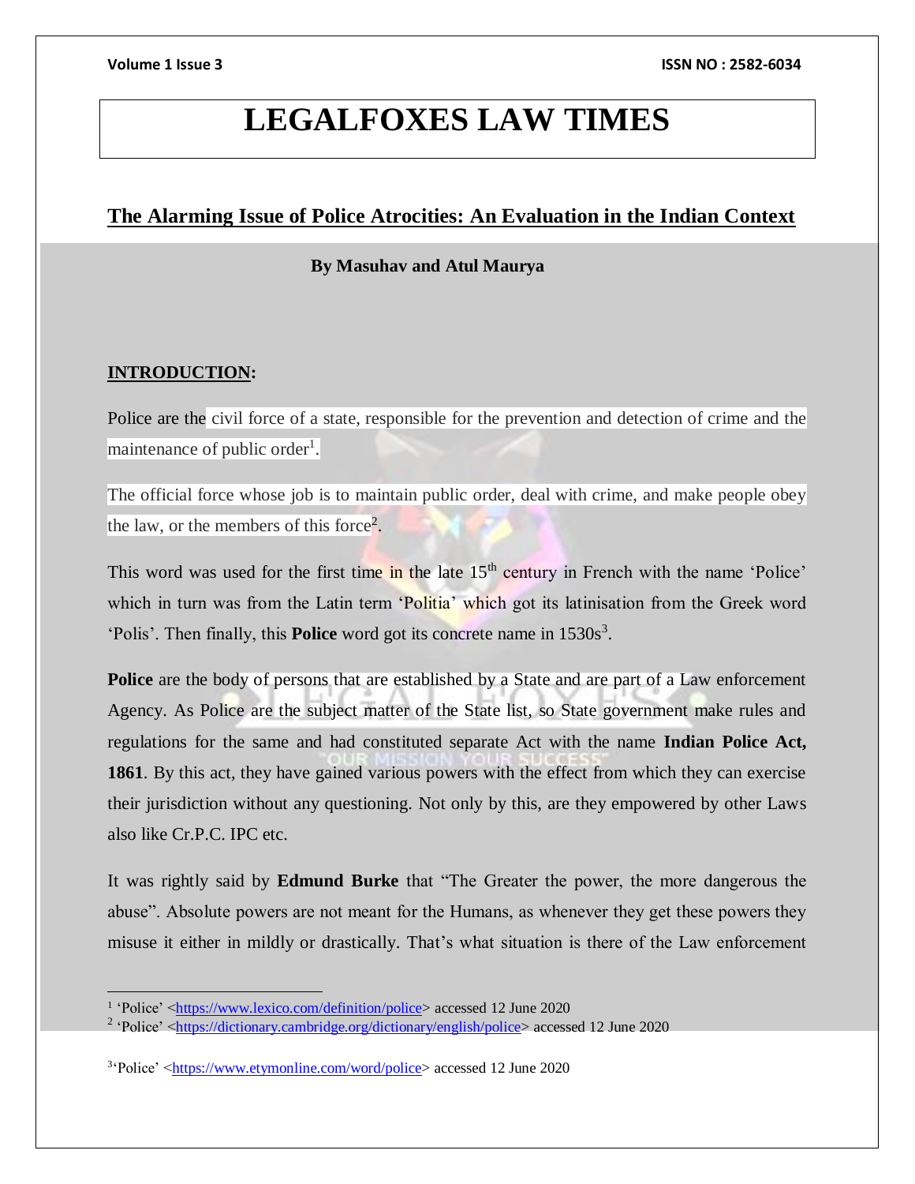# LEGALFOXES LAW TIMES

## The Alarming Issue of Police Atrocities: An Evaluation in the Indian Context

**By Masuhav and Atul Maurya**

### INTRODUCTION:

Police are the civil force of a state, responsible for the prevention and detection of crime and the maintenance of public order[1].

The official force whose job is to maintain public order, deal with crime, and make people obey the law, or the members of this force[2].

This word was used for the first time in the late 15th century in French with the name 'Police' which in turn was from the Latin term 'Politia' which got its latinisation from the Greek word 'Polis'. Then finally, this **Police** word got its concrete name in 1530s[3].

**Police** are the body of persons that are established by a State and are part of a Law enforcement Agency. As Police are the subject matter of the State list, so State government make rules and regulations for the same and had constituted separate Act with the name **Indian Police Act, 1861**. By this act, they have gained various powers with the effect from which they can exercise their jurisdiction without any questioning. Not only by this, are they empowered by other Laws also like Cr.P.C. IPC etc.

It was rightly said by **Edmund Burke** that "The Greater the power, the more dangerous the abuse". Absolute powers are not meant for the Humans, as whenever they get these powers they misuse it either in mildly or drastically. That's what situation is there of the Law enforcement

---

[1] 'Police' <https://www.lexico.com/definition/police> accessed 12 June 2020

[2] 'Police' <https://dictionary.cambridge.org/dictionary/english/police> accessed 12 June 2020

[3] 'Police' <https://www.etymonline.com/word/police> accessed 12 June 2020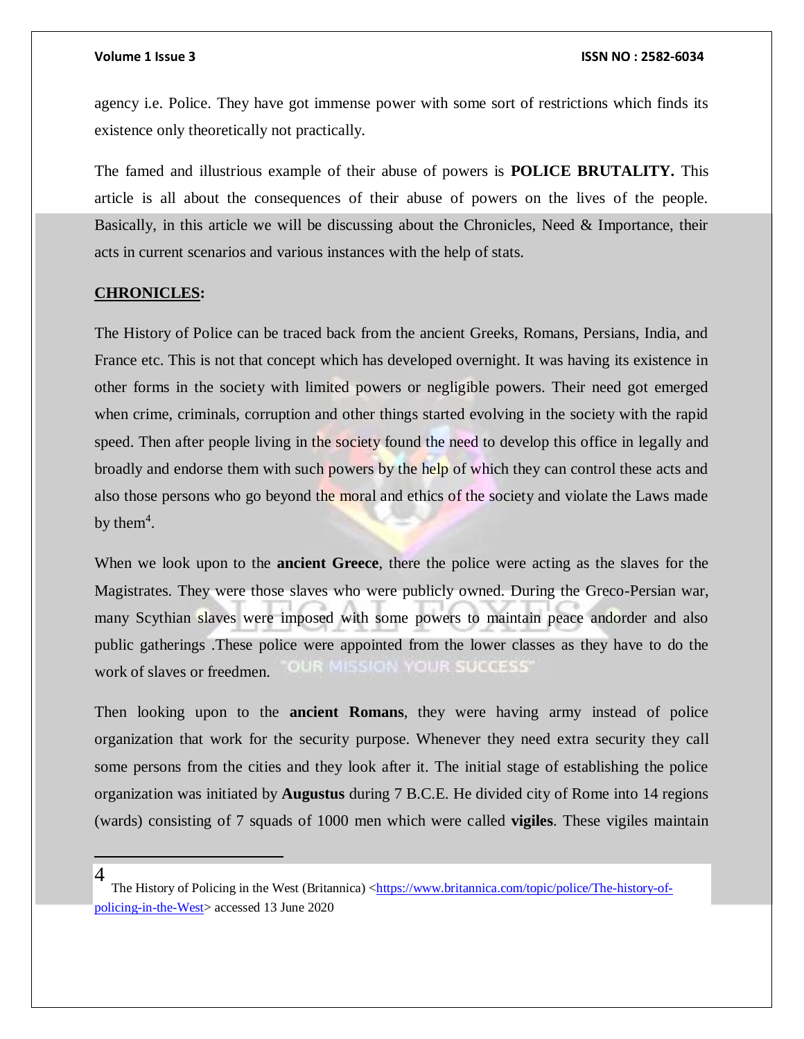agency i.e. Police. They have got immense power with some sort of restrictions which finds its existence only theoretically not practically.

The famed and illustrious example of their abuse of powers is **POLICE BRUTALITY.** This article is all about the consequences of their abuse of powers on the lives of the people. Basically, in this article we will be discussing about the Chronicles, Need & Importance, their acts in current scenarios and various instances with the help of stats.

**CHRONICLES:**

The History of Police can be traced back from the ancient Greeks, Romans, Persians, India, and France etc. This is not that concept which has developed overnight. It was having its existence in other forms in the society with limited powers or negligible powers. Their need got emerged when crime, criminals, corruption and other things started evolving in the society with the rapid speed. Then after people living in the society found the need to develop this office in legally and broadly and endorse them with such powers by the help of which they can control these acts and also those persons who go beyond the moral and ethics of the society and violate the Laws made by them[4].

When we look upon to the **ancient Greece**, there the police were acting as the slaves for the Magistrates. They were those slaves who were publicly owned. During the Greco-Persian war, many Scythian slaves were imposed with some powers to maintain peace andorder and also public gatherings .These police were appointed from the lower classes as they have to do the work of slaves or freedmen.

Then looking upon to the **ancient Romans**, they were having army instead of police organization that work for the security purpose. Whenever they need extra security they call some persons from the cities and they look after it. The initial stage of establishing the police organization was initiated by **Augustus** during 7 B.C.E. He divided city of Rome into 14 regions (wards) consisting of 7 squads of 1000 men which were called **vigiles**. These vigiles maintain

---

[4] The History of Policing in the West (Britannica) <https://www.britannica.com/topic/police/The-history-of-policing-in-the-West> accessed 13 June 2020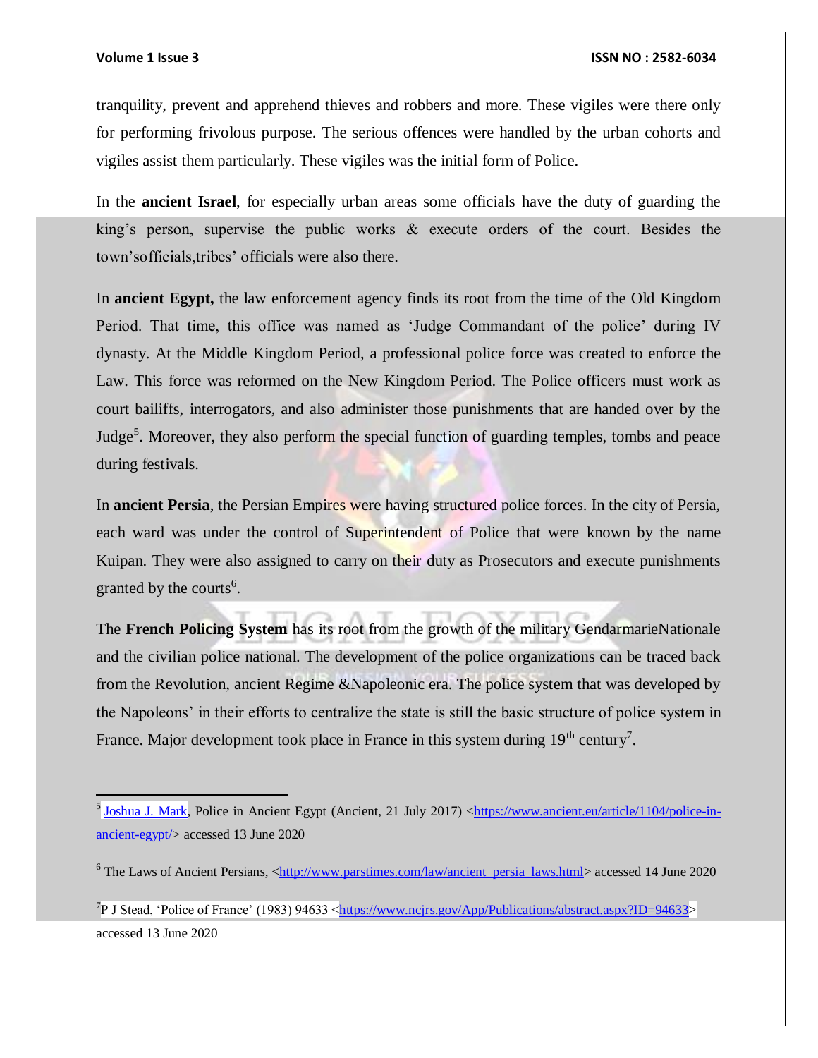tranquility, prevent and apprehend thieves and robbers and more. These vigiles were there only for performing frivolous purpose. The serious offences were handled by the urban cohorts and vigiles assist them particularly. These vigiles was the initial form of Police.

In the **ancient Israel**, for especially urban areas some officials have the duty of guarding the king's person, supervise the public works & execute orders of the court. Besides the town'sofficials,tribes' officials were also there.

In **ancient Egypt,** the law enforcement agency finds its root from the time of the Old Kingdom Period. That time, this office was named as 'Judge Commandant of the police' during IV dynasty. At the Middle Kingdom Period, a professional police force was created to enforce the Law. This force was reformed on the New Kingdom Period. The Police officers must work as court bailiffs, interrogators, and also administer those punishments that are handed over by the Judge[5]. Moreover, they also perform the special function of guarding temples, tombs and peace during festivals.

In **ancient Persia**, the Persian Empires were having structured police forces. In the city of Persia, each ward was under the control of Superintendent of Police that were known by the name Kuipan. They were also assigned to carry on their duty as Prosecutors and execute punishments granted by the courts[6].

The **French Policing System** has its root from the growth of the military GendarmarieNationale and the civilian police national. The development of the police organizations can be traced back from the Revolution, ancient Regime &Napoleonic era. The police system that was developed by the Napoleons' in their efforts to centralize the state is still the basic structure of police system in France. Major development took place in France in this system during 19th century[7].

---

[5] Joshua J. Mark, Police in Ancient Egypt (Ancient, 21 July 2017) <https://www.ancient.eu/article/1104/police-in-ancient-egypt/> accessed 13 June 2020

[6] The Laws of Ancient Persians, <http://www.parstimes.com/law/ancient_persia_laws.html> accessed 14 June 2020

[7] P J Stead, 'Police of France' (1983) 94633 <https://www.ncjrs.gov/App/Publications/abstract.aspx?ID=94633> accessed 13 June 2020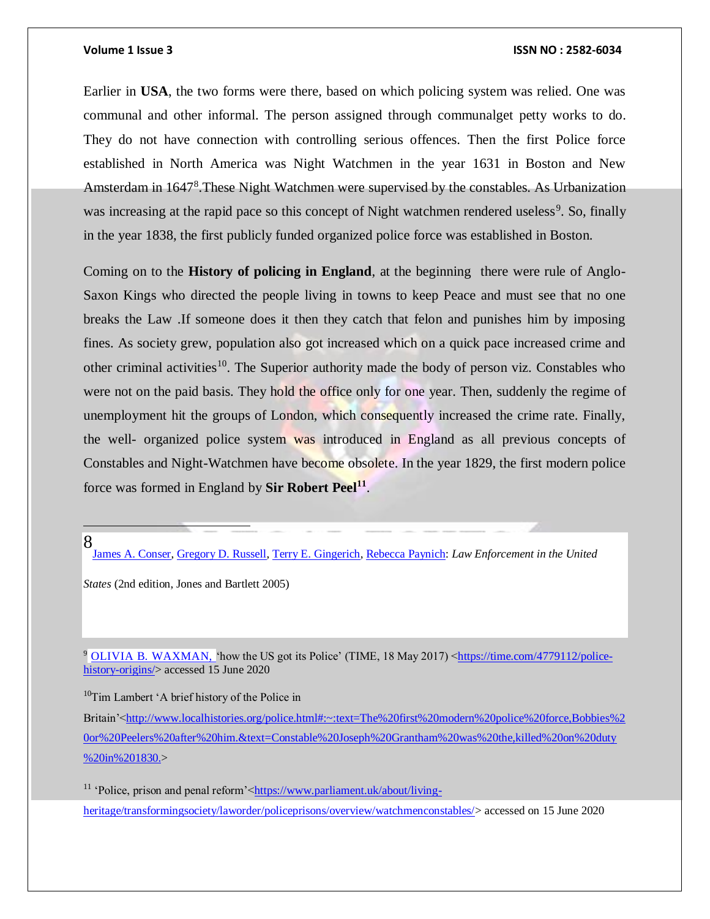Earlier in **USA**, the two forms were there, based on which policing system was relied. One was communal and other informal. The person assigned through communalget petty works to do. They do not have connection with controlling serious offences. Then the first Police force established in North America was Night Watchmen in the year 1631 in Boston and New Amsterdam in 1647[8].These Night Watchmen were supervised by the constables. As Urbanization was increasing at the rapid pace so this concept of Night watchmen rendered useless[9]. So, finally in the year 1838, the first publicly funded organized police force was established in Boston.

Coming on to the **History of policing in England**, at the beginning there were rule of Anglo-Saxon Kings who directed the people living in towns to keep Peace and must see that no one breaks the Law .If someone does it then they catch that felon and punishes him by imposing fines. As society grew, population also got increased which on a quick pace increased crime and other criminal activities[10]. The Superior authority made the body of person viz. Constables who were not on the paid basis. They hold the office only for one year. Then, suddenly the regime of unemployment hit the groups of London, which consequently increased the crime rate. Finally, the well- organized police system was introduced in England as all previous concepts of Constables and Night-Watchmen have become obsolete. In the year 1829, the first modern police force was formed in England by **Sir Robert Peel**[11].

---

[8] James A. Conser, Gregory D. Russell, Terry E. Gingerich, Rebecca Paynich: *Law Enforcement in the United States* (2nd edition, Jones and Bartlett 2005)

[9] OLIVIA B. WAXMAN, 'how the US got its Police' (TIME, 18 May 2017) <https://time.com/4779112/police-history-origins/> accessed 15 June 2020

[10] Tim Lambert 'A brief history of the Police in Britain'<http://www.localhistories.org/police.html#:~:text=The%20first%20modern%20police%20force,Bobbies%20or%20Peelers%20after%20him.&text=Constable%20Joseph%20Grantham%20was%20the,killed%20on%20duty%20in%201830.>

[11] 'Police, prison and penal reform'<https://www.parliament.uk/about/living-heritage/transformingsociety/laworder/policeprisons/overview/watchmenconstables/> accessed on 15 June 2020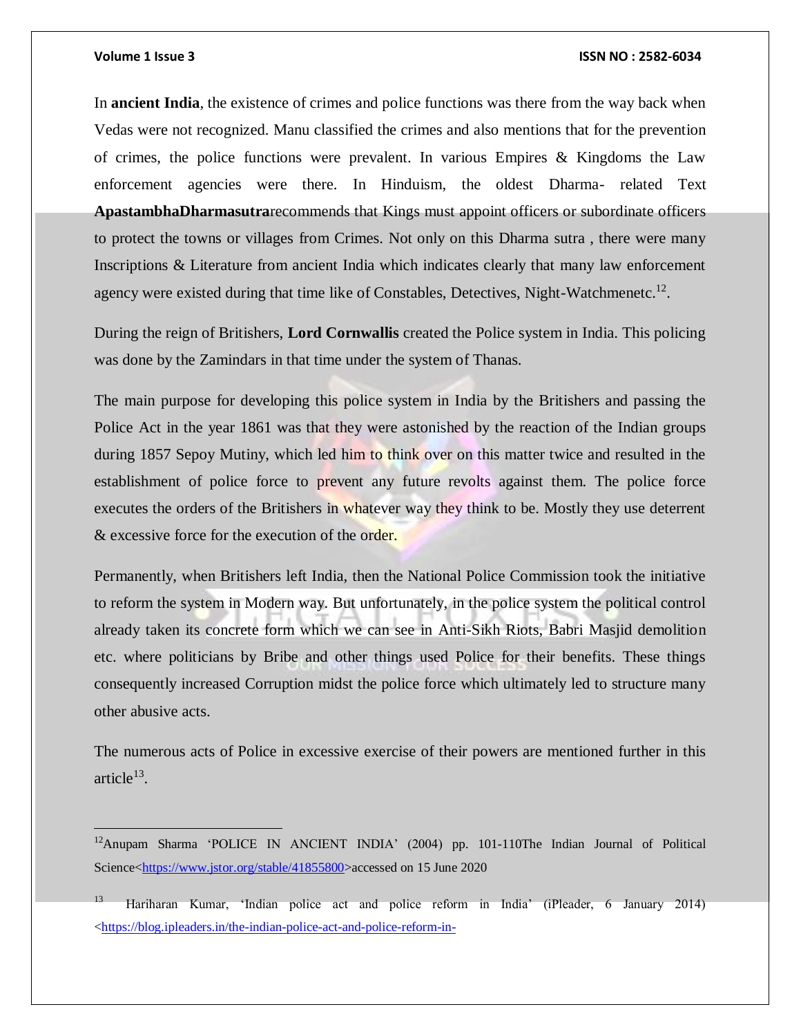In **ancient India**, the existence of crimes and police functions was there from the way back when Vedas were not recognized. Manu classified the crimes and also mentions that for the prevention of crimes, the police functions were prevalent. In various Empires & Kingdoms the Law enforcement agencies were there. In Hinduism, the oldest Dharma- related Text **ApastambhaDharmasutra**recommends that Kings must appoint officers or subordinate officers to protect the towns or villages from Crimes. Not only on this Dharma sutra , there were many Inscriptions & Literature from ancient India which indicates clearly that many law enforcement agency were existed during that time like of Constables, Detectives, Night-Watchmenetc.[12].

During the reign of Britishers, **Lord Cornwallis** created the Police system in India. This policing was done by the Zamindars in that time under the system of Thanas.

The main purpose for developing this police system in India by the Britishers and passing the Police Act in the year 1861 was that they were astonished by the reaction of the Indian groups during 1857 Sepoy Mutiny, which led him to think over on this matter twice and resulted in the establishment of police force to prevent any future revolts against them. The police force executes the orders of the Britishers in whatever way they think to be. Mostly they use deterrent & excessive force for the execution of the order.

Permanently, when Britishers left India, then the National Police Commission took the initiative to reform the system in Modern way. But unfortunately, in the police system the political control already taken its concrete form which we can see in Anti-Sikh Riots, Babri Masjid demolition etc. where politicians by Bribe and other things used Police for their benefits. These things consequently increased Corruption midst the police force which ultimately led to structure many other abusive acts.

The numerous acts of Police in excessive exercise of their powers are mentioned further in this article[13].

---

[12]Anupam Sharma 'POLICE IN ANCIENT INDIA' (2004) pp. 101-110The Indian Journal of Political Science<https://www.jstor.org/stable/41855800>accessed on 15 June 2020

[13] Hariharan Kumar, 'Indian police act and police reform in India' (iPleader, 6 January 2014) <https://blog.ipleaders.in/the-indian-police-act-and-police-reform-in-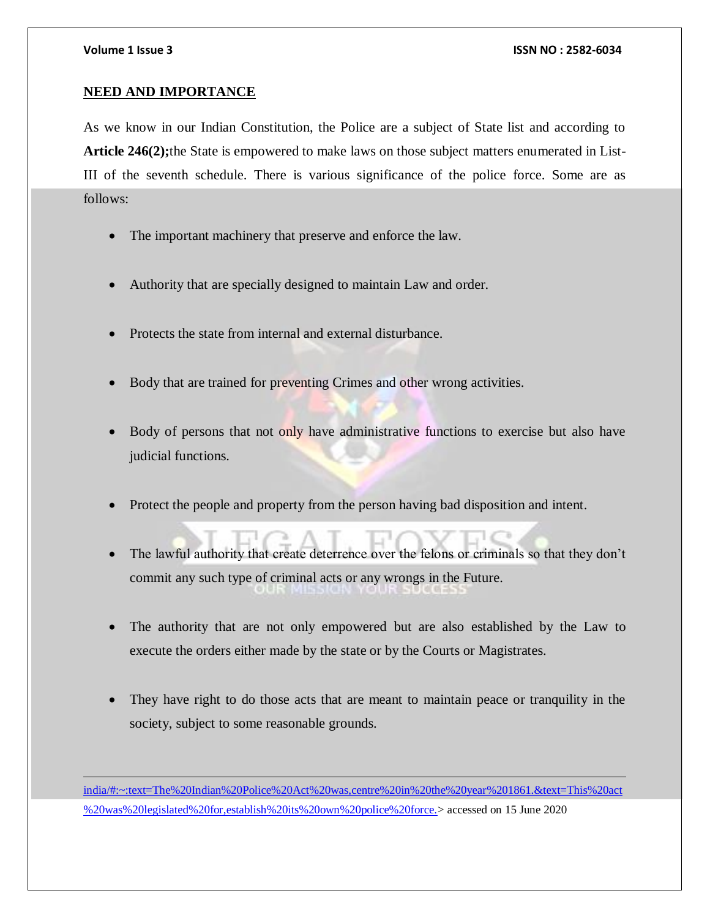## NEED AND IMPORTANCE

As we know in our Indian Constitution, the Police are a subject of State list and according to **Article 246(2);**the State is empowered to make laws on those subject matters enumerated in List-III of the seventh schedule. There is various significance of the police force. Some are as follows:

- The important machinery that preserve and enforce the law.
- Authority that are specially designed to maintain Law and order.
- Protects the state from internal and external disturbance.
- Body that are trained for preventing Crimes and other wrong activities.
- Body of persons that not only have administrative functions to exercise but also have judicial functions.
- Protect the people and property from the person having bad disposition and intent.
- The lawful authority that create deterrence over the felons or criminals so that they don't commit any such type of criminal acts or any wrongs in the Future.
- The authority that are not only empowered but are also established by the Law to execute the orders either made by the state or by the Courts or Magistrates.
- They have right to do those acts that are meant to maintain peace or tranquility in the society, subject to some reasonable grounds.

---

india/#:~:text=The%20Indian%20Police%20Act%20was,centre%20in%20the%20year%201861.&text=This%20act%20was%20legislated%20for,establish%20its%20own%20police%20force.> accessed on 15 June 2020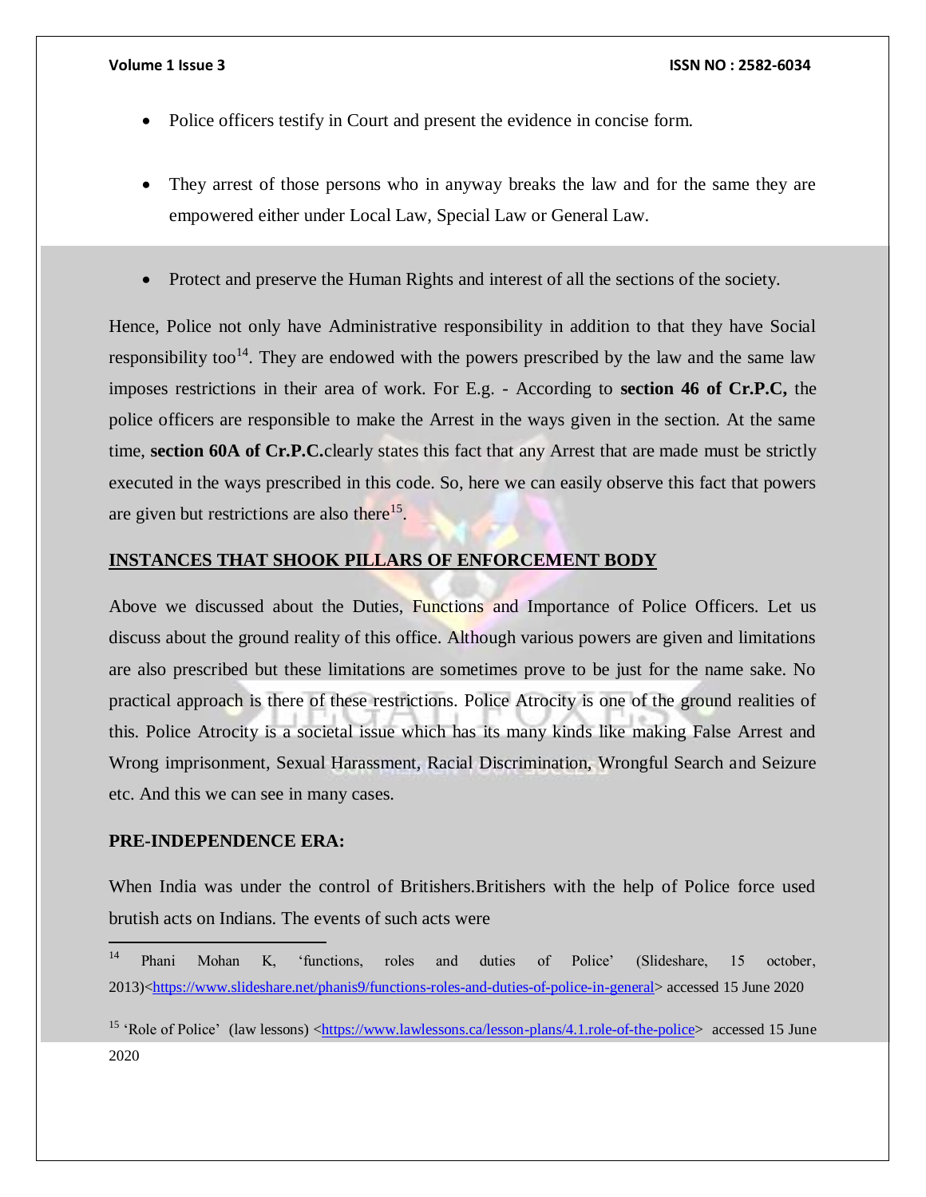- Police officers testify in Court and present the evidence in concise form.

- They arrest of those persons who in anyway breaks the law and for the same they are empowered either under Local Law, Special Law or General Law.

- Protect and preserve the Human Rights and interest of all the sections of the society.

Hence, Police not only have Administrative responsibility in addition to that they have Social responsibility too[14]. They are endowed with the powers prescribed by the law and the same law imposes restrictions in their area of work. For E.g. - According to **section 46 of Cr.P.C,** the police officers are responsible to make the Arrest in the ways given in the section. At the same time, **section 60A of Cr.P.C.**clearly states this fact that any Arrest that are made must be strictly executed in the ways prescribed in this code. So, here we can easily observe this fact that powers are given but restrictions are also there[15].

## INSTANCES THAT SHOOK PILLARS OF ENFORCEMENT BODY

Above we discussed about the Duties, Functions and Importance of Police Officers. Let us discuss about the ground reality of this office. Although various powers are given and limitations are also prescribed but these limitations are sometimes prove to be just for the name sake. No practical approach is there of these restrictions. Police Atrocity is one of the ground realities of this. Police Atrocity is a societal issue which has its many kinds like making False Arrest and Wrong imprisonment, Sexual Harassment, Racial Discrimination, Wrongful Search and Seizure etc. And this we can see in many cases.

### PRE-INDEPENDENCE ERA:

When India was under the control of Britishers.Britishers with the help of Police force used brutish acts on Indians. The events of such acts were

---

[14] Phani Mohan K, 'functions, roles and duties of Police' (Slideshare, 15 october, 2013)<https://www.slideshare.net/phanis9/functions-roles-and-duties-of-police-in-general> accessed 15 June 2020

[15] 'Role of Police' (law lessons) <https://www.lawlessons.ca/lesson-plans/4.1.role-of-the-police> accessed 15 June 2020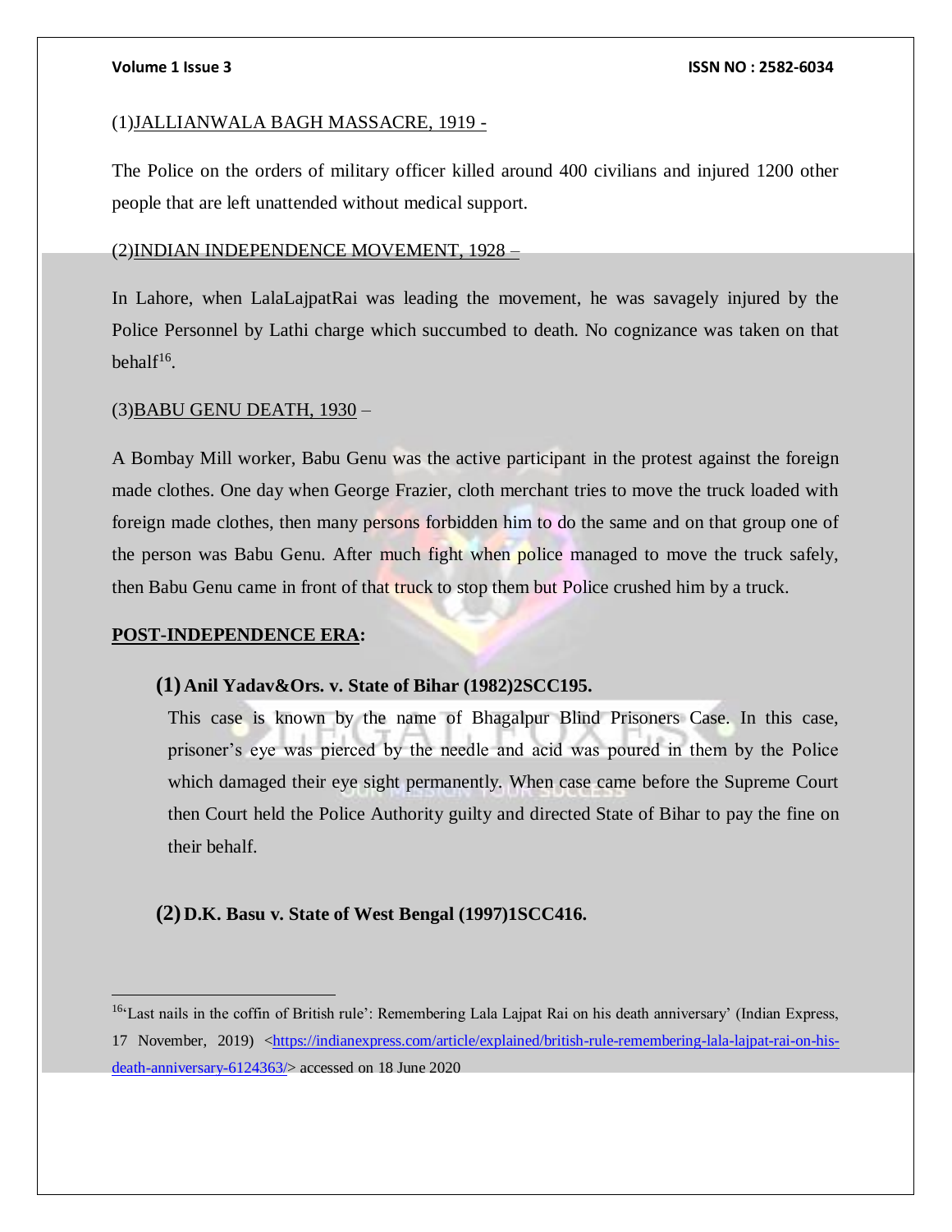(1)<u>JALLIANWALA BAGH MASSACRE, 1919 -</u>

The Police on the orders of military officer killed around 400 civilians and injured 1200 other people that are left unattended without medical support.

(2)<u>INDIAN INDEPENDENCE MOVEMENT, 1928 –</u>

In Lahore, when LalaLajpatRai was leading the movement, he was savagely injured by the Police Personnel by Lathi charge which succumbed to death. No cognizance was taken on that behalf[16].

(3)<u>BABU GENU DEATH, 1930</u> –

A Bombay Mill worker, Babu Genu was the active participant in the protest against the foreign made clothes. One day when George Frazier, cloth merchant tries to move the truck loaded with foreign made clothes, then many persons forbidden him to do the same and on that group one of the person was Babu Genu. After much fight when police managed to move the truck safely, then Babu Genu came in front of that truck to stop them but Police crushed him by a truck.

**<u>POST-INDEPENDENCE ERA</u>:**

**(1) Anil Yadav&Ors. v. State of Bihar (1982)2SCC195.**

This case is known by the name of Bhagalpur Blind Prisoners Case. In this case, prisoner's eye was pierced by the needle and acid was poured in them by the Police which damaged their eye sight permanently. When case came before the Supreme Court then Court held the Police Authority guilty and directed State of Bihar to pay the fine on their behalf.

**(2) D.K. Basu v. State of West Bengal (1997)1SCC416.**

---

[16] 'Last nails in the coffin of British rule': Remembering Lala Lajpat Rai on his death anniversary' (Indian Express, 17 November, 2019) <https://indianexpress.com/article/explained/british-rule-remembering-lala-lajpat-rai-on-his-death-anniversary-6124363/> accessed on 18 June 2020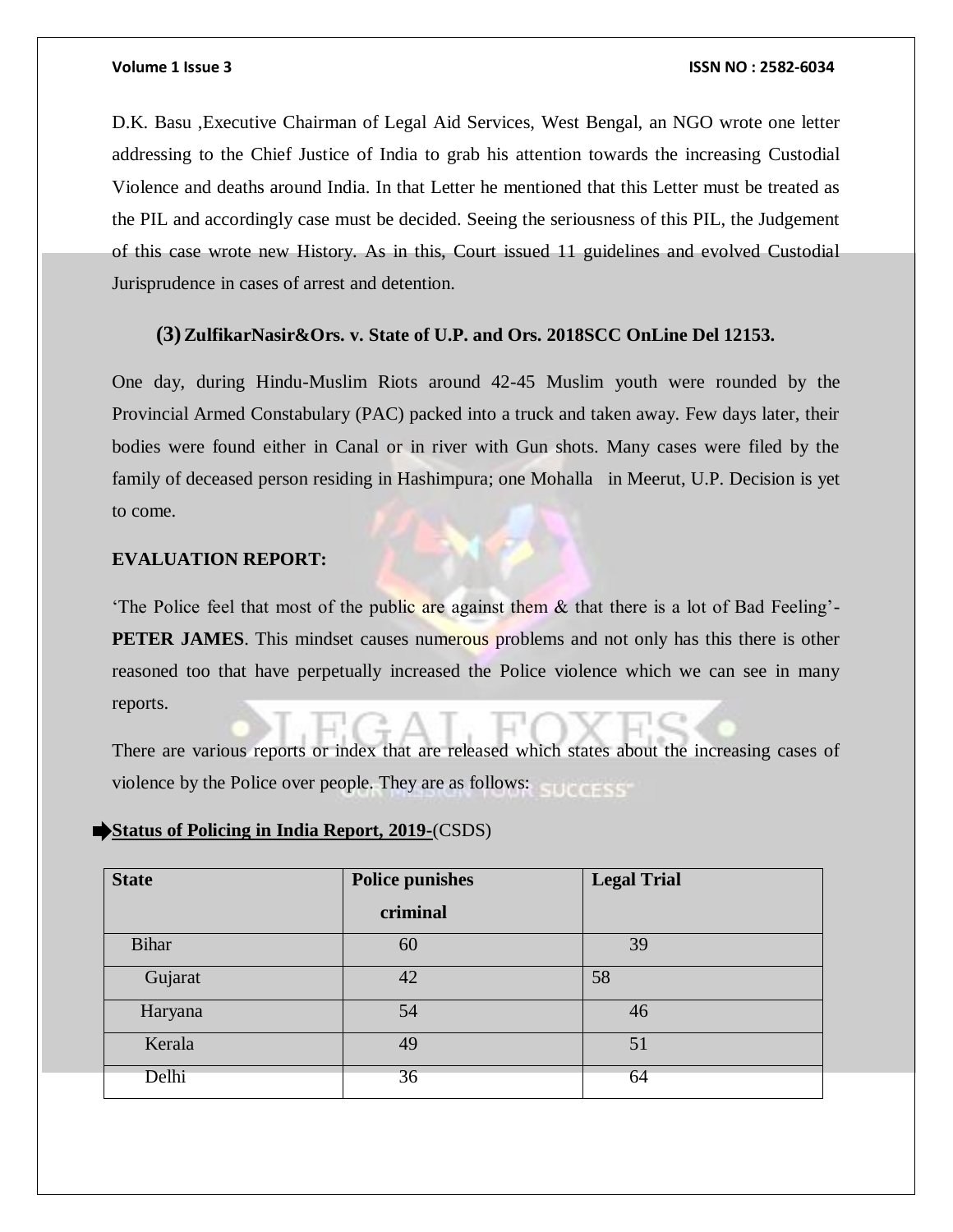D.K. Basu ,Executive Chairman of Legal Aid Services, West Bengal, an NGO wrote one letter addressing to the Chief Justice of India to grab his attention towards the increasing Custodial Violence and deaths around India. In that Letter he mentioned that this Letter must be treated as the PIL and accordingly case must be decided. Seeing the seriousness of this PIL, the Judgement of this case wrote new History. As in this, Court issued 11 guidelines and evolved Custodial Jurisprudence in cases of arrest and detention.

### (3) ZulfikarNasir&Ors. v. State of U.P. and Ors. 2018SCC OnLine Del 12153.

One day, during Hindu-Muslim Riots around 42-45 Muslim youth were rounded by the Provincial Armed Constabulary (PAC) packed into a truck and taken away. Few days later, their bodies were found either in Canal or in river with Gun shots. Many cases were filed by the family of deceased person residing in Hashimpura; one Mohalla in Meerut, U.P. Decision is yet to come.

**EVALUATION REPORT:**

'The Police feel that most of the public are against them & that there is a lot of Bad Feeling'- **PETER JAMES**. This mindset causes numerous problems and not only has this there is other reasoned too that have perpetually increased the Police violence which we can see in many reports.

There are various reports or index that are released which states about the increasing cases of violence by the Police over people. They are as follows:

➨ **Status of Policing in India Report, 2019-**(CSDS)

| State | Police punishes criminal | Legal Trial |
|---|---|---|
| Bihar | 60 | 39 |
| Gujarat | 42 | 58 |
| Haryana | 54 | 46 |
| Kerala | 49 | 51 |
| Delhi | 36 | 64 |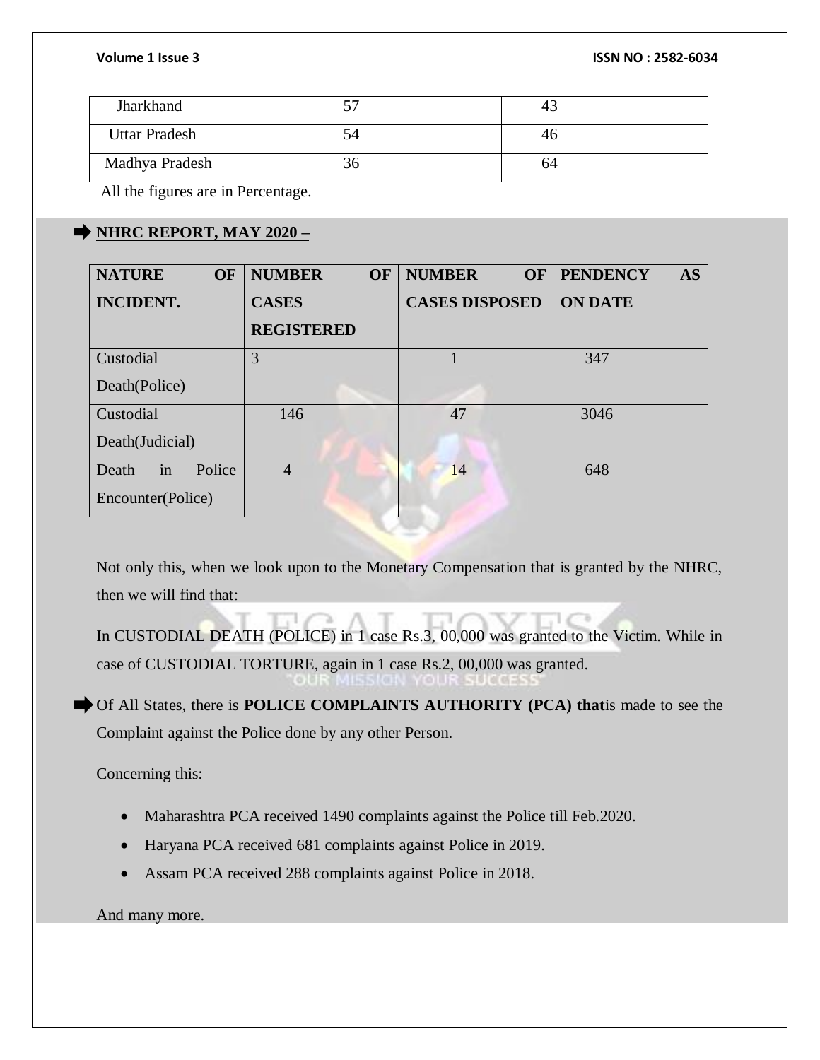| Jharkhand | 57 | 43 |
|---|---|---|
| Uttar Pradesh | 54 | 46 |
| Madhya Pradesh | 36 | 64 |

All the figures are in Percentage.

➡ **NHRC REPORT, MAY 2020 –**

| NATURE OF INCIDENT. | NUMBER OF CASES REGISTERED | NUMBER OF CASES DISPOSED | PENDENCY AS ON DATE |
|---|---|---|---|
| Custodial Death(Police) | 3 | 1 | 347 |
| Custodial Death(Judicial) | 146 | 47 | 3046 |
| Death in Police Encounter(Police) | 4 | 14 | 648 |

Not only this, when we look upon to the Monetary Compensation that is granted by the NHRC, then we will find that:

In CUSTODIAL DEATH (POLICE) in 1 case Rs.3, 00,000 was granted to the Victim. While in case of CUSTODIAL TORTURE, again in 1 case Rs.2, 00,000 was granted.

➡ Of All States, there is **POLICE COMPLAINTS AUTHORITY (PCA) that**is made to see the Complaint against the Police done by any other Person.

Concerning this:

- Maharashtra PCA received 1490 complaints against the Police till Feb.2020.
- Haryana PCA received 681 complaints against Police in 2019.
- Assam PCA received 288 complaints against Police in 2018.

And many more.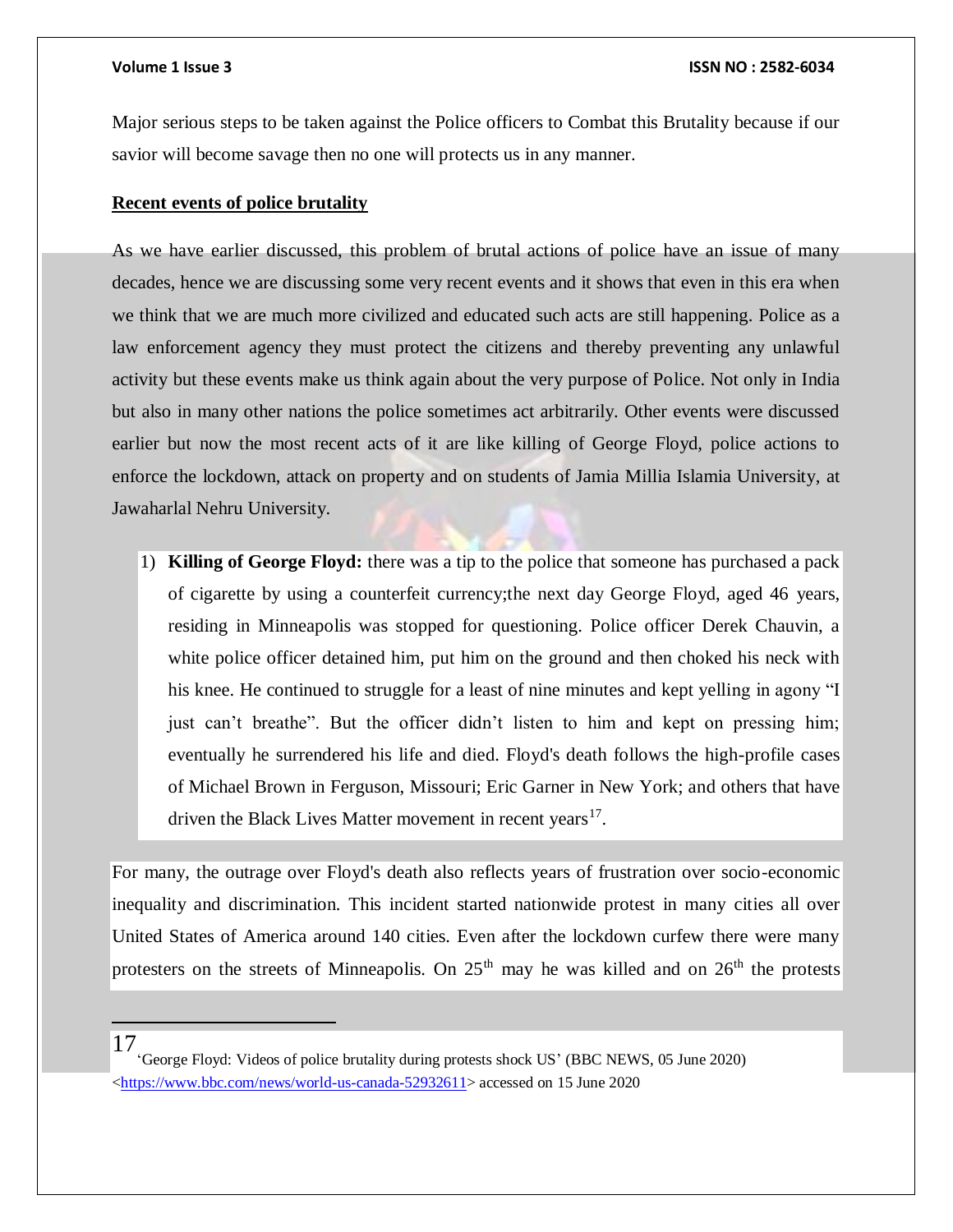Major serious steps to be taken against the Police officers to Combat this Brutality because if our savior will become savage then no one will protects us in any manner.

**Recent events of police brutality**

As we have earlier discussed, this problem of brutal actions of police have an issue of many decades, hence we are discussing some very recent events and it shows that even in this era when we think that we are much more civilized and educated such acts are still happening. Police as a law enforcement agency they must protect the citizens and thereby preventing any unlawful activity but these events make us think again about the very purpose of Police. Not only in India but also in many other nations the police sometimes act arbitrarily. Other events were discussed earlier but now the most recent acts of it are like killing of George Floyd, police actions to enforce the lockdown, attack on property and on students of Jamia Millia Islamia University, at Jawaharlal Nehru University.

1) **Killing of George Floyd:** there was a tip to the police that someone has purchased a pack of cigarette by using a counterfeit currency;the next day George Floyd, aged 46 years, residing in Minneapolis was stopped for questioning. Police officer Derek Chauvin, a white police officer detained him, put him on the ground and then choked his neck with his knee. He continued to struggle for a least of nine minutes and kept yelling in agony "I just can't breathe". But the officer didn't listen to him and kept on pressing him; eventually he surrendered his life and died. Floyd's death follows the high-profile cases of Michael Brown in Ferguson, Missouri; Eric Garner in New York; and others that have driven the Black Lives Matter movement in recent years[17].

For many, the outrage over Floyd's death also reflects years of frustration over socio-economic inequality and discrimination. This incident started nationwide protest in many cities all over United States of America around 140 cities. Even after the lockdown curfew there were many protesters on the streets of Minneapolis. On 25th may he was killed and on 26th the protests

---

17 'George Floyd: Videos of police brutality during protests shock US' (BBC NEWS, 05 June 2020) <https://www.bbc.com/news/world-us-canada-52932611> accessed on 15 June 2020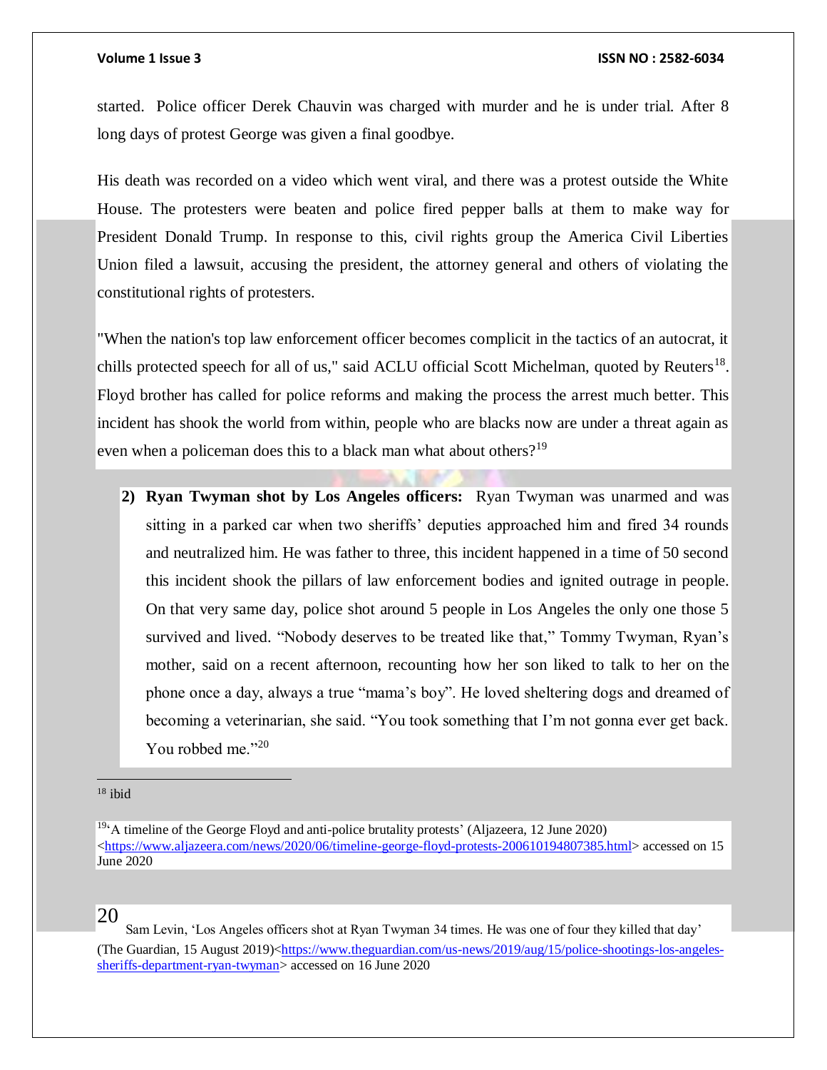started. Police officer Derek Chauvin was charged with murder and he is under trial. After 8 long days of protest George was given a final goodbye.

His death was recorded on a video which went viral, and there was a protest outside the White House. The protesters were beaten and police fired pepper balls at them to make way for President Donald Trump. In response to this, civil rights group the America Civil Liberties Union filed a lawsuit, accusing the president, the attorney general and others of violating the constitutional rights of protesters.

"When the nation's top law enforcement officer becomes complicit in the tactics of an autocrat, it chills protected speech for all of us," said ACLU official Scott Michelman, quoted by Reuters[18]. Floyd brother has called for police reforms and making the process the arrest much better. This incident has shook the world from within, people who are blacks now are under a threat again as even when a policeman does this to a black man what about others?[19]

2) **Ryan Twyman shot by Los Angeles officers:** Ryan Twyman was unarmed and was sitting in a parked car when two sheriffs' deputies approached him and fired 34 rounds and neutralized him. He was father to three, this incident happened in a time of 50 second this incident shook the pillars of law enforcement bodies and ignited outrage in people. On that very same day, police shot around 5 people in Los Angeles the only one those 5 survived and lived. "Nobody deserves to be treated like that," Tommy Twyman, Ryan's mother, said on a recent afternoon, recounting how her son liked to talk to her on the phone once a day, always a true "mama's boy". He loved sheltering dogs and dreamed of becoming a veterinarian, she said. "You took something that I'm not gonna ever get back. You robbed me."[20]

---

[18] ibid

[19] 'A timeline of the George Floyd and anti-police brutality protests' (Aljazeera, 12 June 2020) <https://www.aljazeera.com/news/2020/06/timeline-george-floyd-protests-200610194807385.html> accessed on 15 June 2020

[20] Sam Levin, 'Los Angeles officers shot at Ryan Twyman 34 times. He was one of four they killed that day' (The Guardian, 15 August 2019)<https://www.theguardian.com/us-news/2019/aug/15/police-shootings-los-angeles-sheriffs-department-ryan-twyman> accessed on 16 June 2020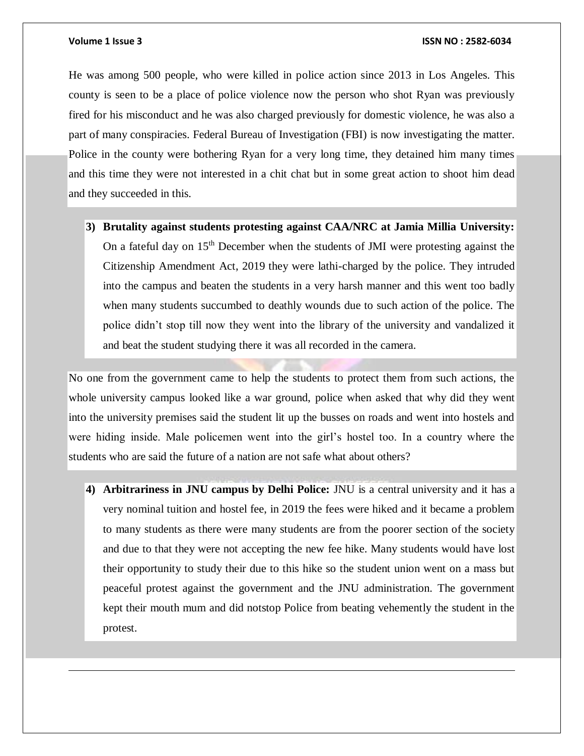He was among 500 people, who were killed in police action since 2013 in Los Angeles. This county is seen to be a place of police violence now the person who shot Ryan was previously fired for his misconduct and he was also charged previously for domestic violence, he was also a part of many conspiracies. Federal Bureau of Investigation (FBI) is now investigating the matter. Police in the county were bothering Ryan for a very long time, they detained him many times and this time they were not interested in a chit chat but in some great action to shoot him dead and they succeeded in this.

3) **Brutality against students protesting against CAA/NRC at Jamia Millia University:** On a fateful day on 15th December when the students of JMI were protesting against the Citizenship Amendment Act, 2019 they were lathi-charged by the police. They intruded into the campus and beaten the students in a very harsh manner and this went too badly when many students succumbed to deathly wounds due to such action of the police. The police didn't stop till now they went into the library of the university and vandalized it and beat the student studying there it was all recorded in the camera.

No one from the government came to help the students to protect them from such actions, the whole university campus looked like a war ground, police when asked that why did they went into the university premises said the student lit up the busses on roads and went into hostels and were hiding inside. Male policemen went into the girl's hostel too. In a country where the students who are said the future of a nation are not safe what about others?

4) **Arbitrariness in JNU campus by Delhi Police:** JNU is a central university and it has a very nominal tuition and hostel fee, in 2019 the fees were hiked and it became a problem to many students as there were many students are from the poorer section of the society and due to that they were not accepting the new fee hike. Many students would have lost their opportunity to study their due to this hike so the student union went on a mass but peaceful protest against the government and the JNU administration. The government kept their mouth mum and did notstop Police from beating vehemently the student in the protest.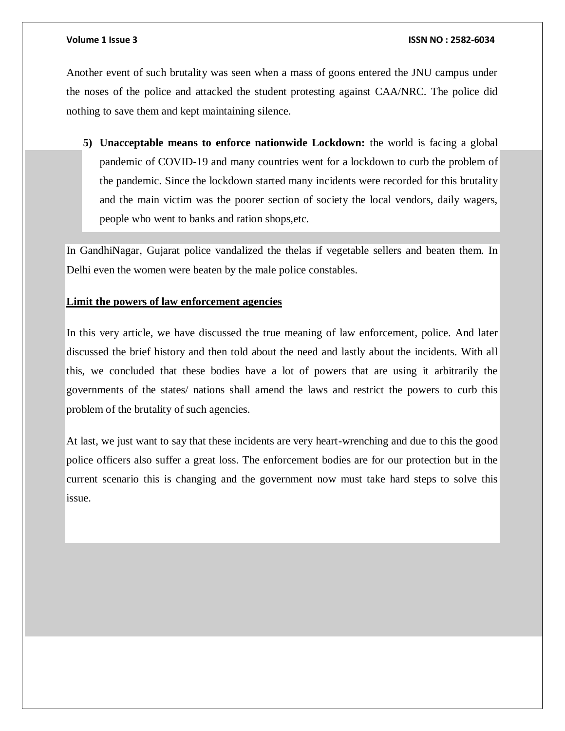Another event of such brutality was seen when a mass of goons entered the JNU campus under the noses of the police and attacked the student protesting against CAA/NRC. The police did nothing to save them and kept maintaining silence.

5) **Unacceptable means to enforce nationwide Lockdown:** the world is facing a global pandemic of COVID-19 and many countries went for a lockdown to curb the problem of the pandemic. Since the lockdown started many incidents were recorded for this brutality and the main victim was the poorer section of society the local vendors, daily wagers, people who went to banks and ration shops,etc.

In GandhiNagar, Gujarat police vandalized the thelas if vegetable sellers and beaten them. In Delhi even the women were beaten by the male police constables.

**Limit the powers of law enforcement agencies**

In this very article, we have discussed the true meaning of law enforcement, police. And later discussed the brief history and then told about the need and lastly about the incidents. With all this, we concluded that these bodies have a lot of powers that are using it arbitrarily the governments of the states/ nations shall amend the laws and restrict the powers to curb this problem of the brutality of such agencies.

At last, we just want to say that these incidents are very heart-wrenching and due to this the good police officers also suffer a great loss. The enforcement bodies are for our protection but in the current scenario this is changing and the government now must take hard steps to solve this issue.